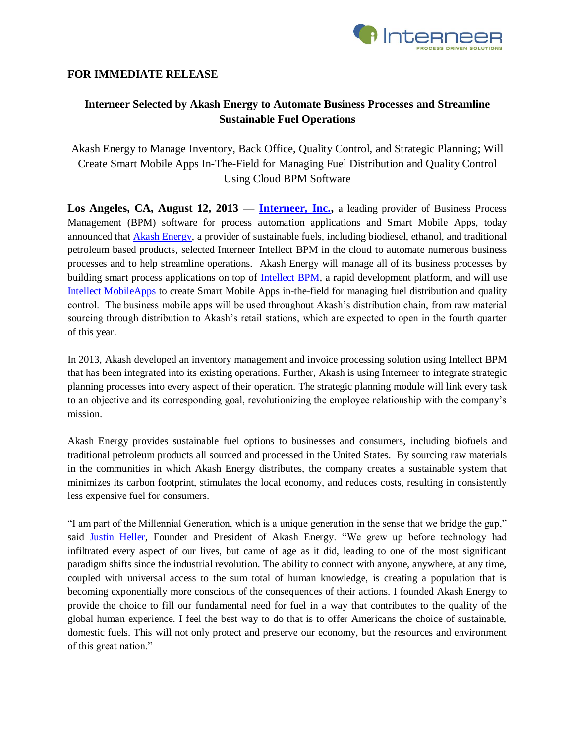**FOR IMMEDIATE RELEASE**

# Interneer Selected by Akash Energy to Automate Business Processes and Streamline Sustainable Fuel Operations

Akash Energy to Manage Inventory, Back Office, Quality Control, and Strategic Planning; Will Create Smart Mobile Apps In-The-Field for Managing Fuel Distribution and Quality Control Using Cloud BPM Software

**Los Angeles, CA, August 12, 2013 — Interneer, Inc.,** a leading provider of Business Process Management (BPM) software for process automation applications and Smart Mobile Apps, today announced that Akash Energy, a provider of sustainable fuels, including biodiesel, ethanol, and traditional petroleum based products, selected Interneer Intellect BPM in the cloud to automate numerous business processes and to help streamline operations. Akash Energy will manage all of its business processes by building smart process applications on top of Intellect BPM, a rapid development platform, and will use Intellect MobileApps to create Smart Mobile Apps in-the-field for managing fuel distribution and quality control. The business mobile apps will be used throughout Akash's distribution chain, from raw material sourcing through distribution to Akash's retail stations, which are expected to open in the fourth quarter of this year.

In 2013, Akash developed an inventory management and invoice processing solution using Intellect BPM that has been integrated into its existing operations. Further, Akash is using Interneer to integrate strategic planning processes into every aspect of their operation. The strategic planning module will link every task to an objective and its corresponding goal, revolutionizing the employee relationship with the company's mission.

Akash Energy provides sustainable fuel options to businesses and consumers, including biofuels and traditional petroleum products all sourced and processed in the United States. By sourcing raw materials in the communities in which Akash Energy distributes, the company creates a sustainable system that minimizes its carbon footprint, stimulates the local economy, and reduces costs, resulting in consistently less expensive fuel for consumers.

"I am part of the Millennial Generation, which is a unique generation in the sense that we bridge the gap," said Justin Heller, Founder and President of Akash Energy. "We grew up before technology had infiltrated every aspect of our lives, but came of age as it did, leading to one of the most significant paradigm shifts since the industrial revolution. The ability to connect with anyone, anywhere, at any time, coupled with universal access to the sum total of human knowledge, is creating a population that is becoming exponentially more conscious of the consequences of their actions. I founded Akash Energy to provide the choice to fill our fundamental need for fuel in a way that contributes to the quality of the global human experience. I feel the best way to do that is to offer Americans the choice of sustainable, domestic fuels. This will not only protect and preserve our economy, but the resources and environment of this great nation."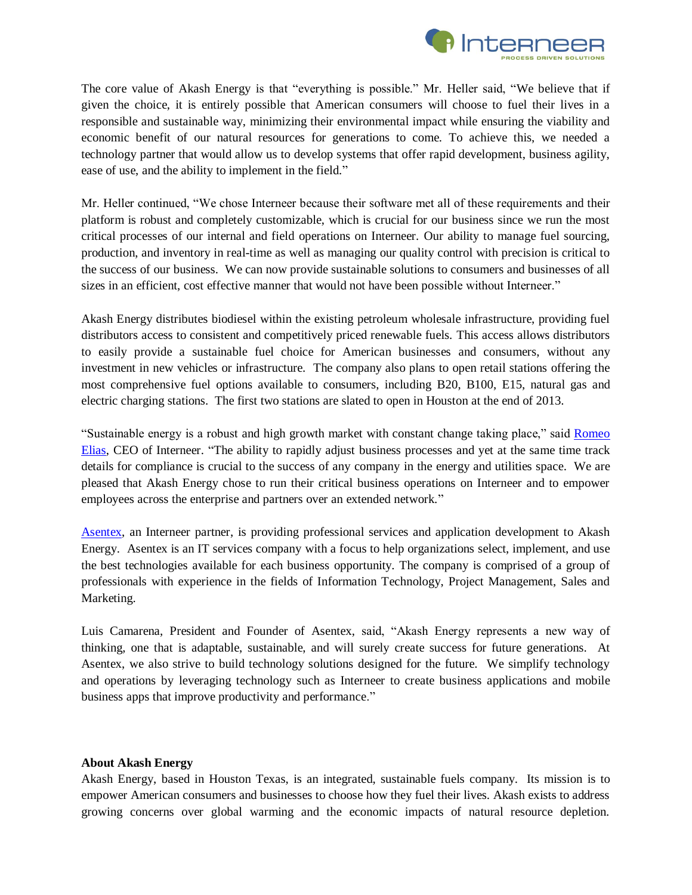The core value of Akash Energy is that “everything is possible.” Mr. Heller said, “We believe that if given the choice, it is entirely possible that American consumers will choose to fuel their lives in a responsible and sustainable way, minimizing their environmental impact while ensuring the viability and economic benefit of our natural resources for generations to come. To achieve this, we needed a technology partner that would allow us to develop systems that offer rapid development, business agility, ease of use, and the ability to implement in the field.”

Mr. Heller continued, “We chose Interneer because their software met all of these requirements and their platform is robust and completely customizable, which is crucial for our business since we run the most critical processes of our internal and field operations on Interneer. Our ability to manage fuel sourcing, production, and inventory in real-time as well as managing our quality control with precision is critical to the success of our business. We can now provide sustainable solutions to consumers and businesses of all sizes in an efficient, cost effective manner that would not have been possible without Interneer.”

Akash Energy distributes biodiesel within the existing petroleum wholesale infrastructure, providing fuel distributors access to consistent and competitively priced renewable fuels. This access allows distributors to easily provide a sustainable fuel choice for American businesses and consumers, without any investment in new vehicles or infrastructure. The company also plans to open retail stations offering the most comprehensive fuel options available to consumers, including B20, B100, E15, natural gas and electric charging stations. The first two stations are slated to open in Houston at the end of 2013.

“Sustainable energy is a robust and high growth market with constant change taking place,” said Romeo Elias, CEO of Interneer. “The ability to rapidly adjust business processes and yet at the same time track details for compliance is crucial to the success of any company in the energy and utilities space. We are pleased that Akash Energy chose to run their critical business operations on Interneer and to empower employees across the enterprise and partners over an extended network.”

Asentex, an Interneer partner, is providing professional services and application development to Akash Energy. Asentex is an IT services company with a focus to help organizations select, implement, and use the best technologies available for each business opportunity. The company is comprised of a group of professionals with experience in the fields of Information Technology, Project Management, Sales and Marketing.

Luis Camarena, President and Founder of Asentex, said, “Akash Energy represents a new way of thinking, one that is adaptable, sustainable, and will surely create success for future generations. At Asentex, we also strive to build technology solutions designed for the future. We simplify technology and operations by leveraging technology such as Interneer to create business applications and mobile business apps that improve productivity and performance.”

**About Akash Energy**

Akash Energy, based in Houston Texas, is an integrated, sustainable fuels company. Its mission is to empower American consumers and businesses to choose how they fuel their lives. Akash exists to address growing concerns over global warming and the economic impacts of natural resource depletion.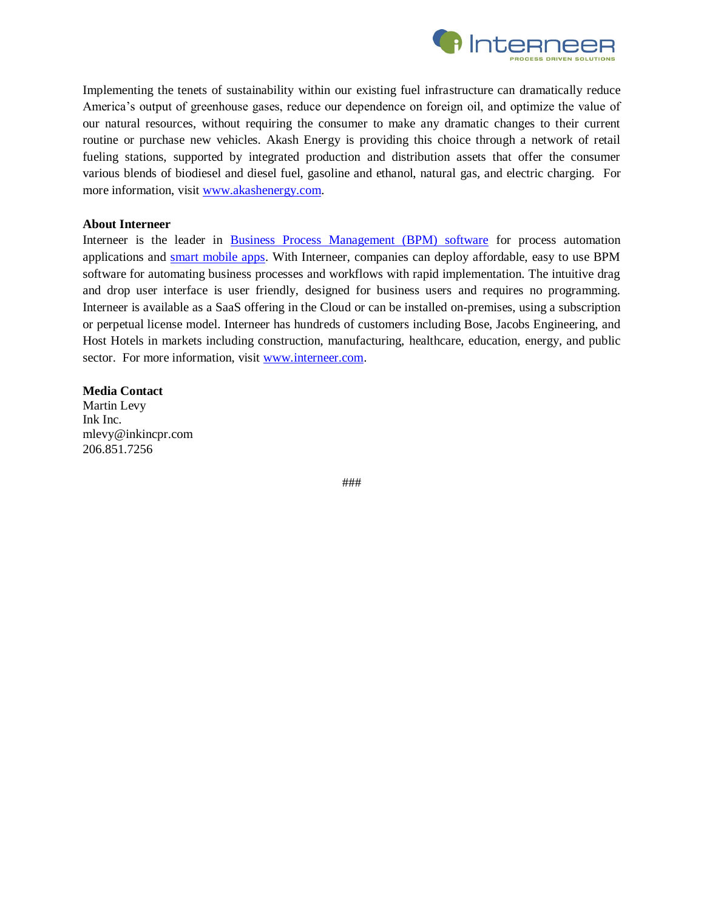Implementing the tenets of sustainability within our existing fuel infrastructure can dramatically reduce America's output of greenhouse gases, reduce our dependence on foreign oil, and optimize the value of our natural resources, without requiring the consumer to make any dramatic changes to their current routine or purchase new vehicles. Akash Energy is providing this choice through a network of retail fueling stations, supported by integrated production and distribution assets that offer the consumer various blends of biodiesel and diesel fuel, gasoline and ethanol, natural gas, and electric charging. For more information, visit www.akashenergy.com.

**About Interneer**

Interneer is the leader in Business Process Management (BPM) software for process automation applications and smart mobile apps. With Interneer, companies can deploy affordable, easy to use BPM software for automating business processes and workflows with rapid implementation. The intuitive drag and drop user interface is user friendly, designed for business users and requires no programming. Interneer is available as a SaaS offering in the Cloud or can be installed on-premises, using a subscription or perpetual license model. Interneer has hundreds of customers including Bose, Jacobs Engineering, and Host Hotels in markets including construction, manufacturing, healthcare, education, energy, and public sector. For more information, visit www.interneer.com.

**Media Contact**
Martin Levy
Ink Inc.
mlevy@inkincpr.com
206.851.7256

###